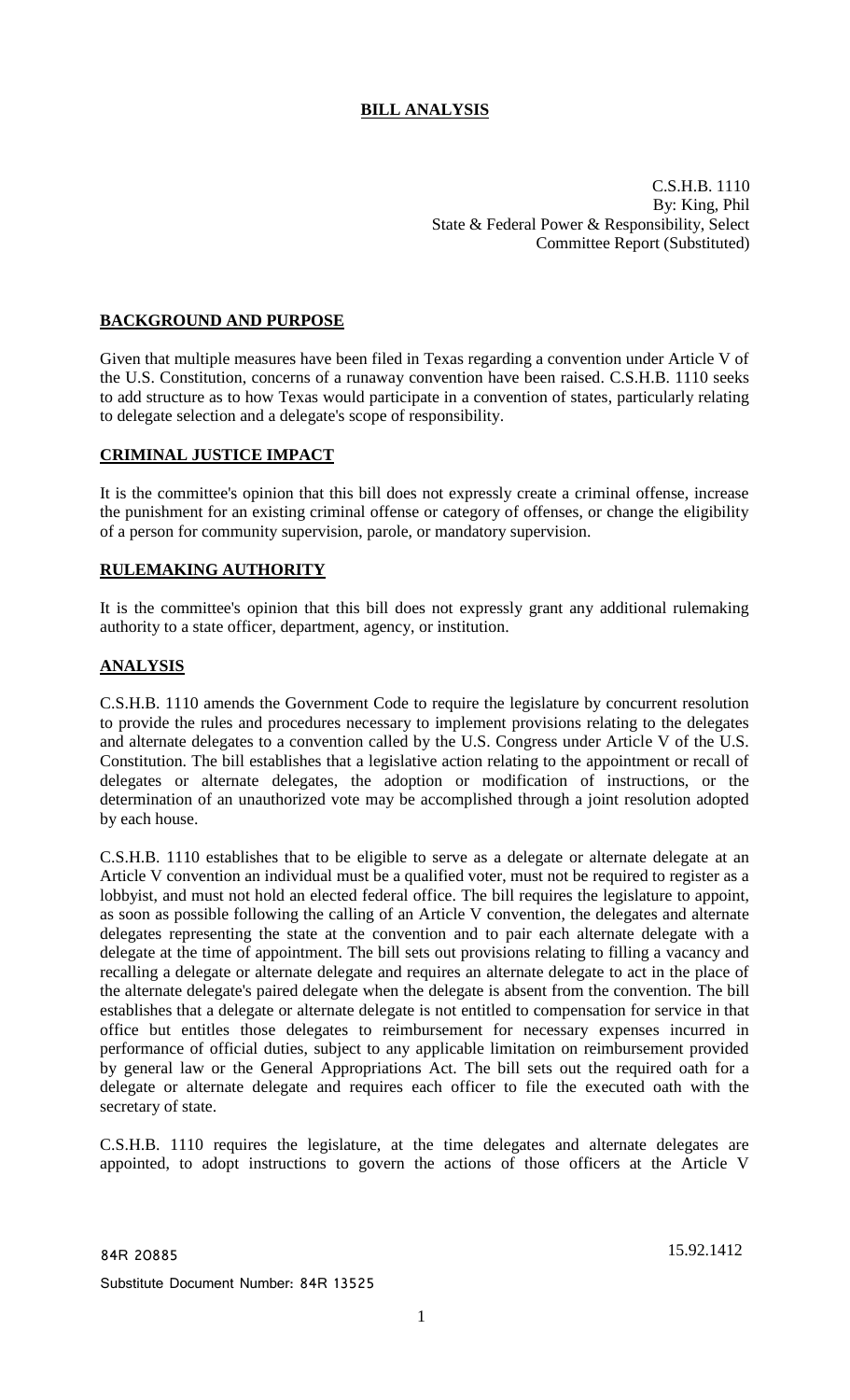# BILL ANALYSIS

C.S.H.B. 1110
By: King, Phil
State & Federal Power & Responsibility, Select
Committee Report (Substituted)

## BACKGROUND AND PURPOSE

Given that multiple measures have been filed in Texas regarding a convention under Article V of the U.S. Constitution, concerns of a runaway convention have been raised. C.S.H.B. 1110 seeks to add structure as to how Texas would participate in a convention of states, particularly relating to delegate selection and a delegate's scope of responsibility.

## CRIMINAL JUSTICE IMPACT

It is the committee's opinion that this bill does not expressly create a criminal offense, increase the punishment for an existing criminal offense or category of offenses, or change the eligibility of a person for community supervision, parole, or mandatory supervision.

## RULEMAKING AUTHORITY

It is the committee's opinion that this bill does not expressly grant any additional rulemaking authority to a state officer, department, agency, or institution.

## ANALYSIS

C.S.H.B. 1110 amends the Government Code to require the legislature by concurrent resolution to provide the rules and procedures necessary to implement provisions relating to the delegates and alternate delegates to a convention called by the U.S. Congress under Article V of the U.S. Constitution. The bill establishes that a legislative action relating to the appointment or recall of delegates or alternate delegates, the adoption or modification of instructions, or the determination of an unauthorized vote may be accomplished through a joint resolution adopted by each house.

C.S.H.B. 1110 establishes that to be eligible to serve as a delegate or alternate delegate at an Article V convention an individual must be a qualified voter, must not be required to register as a lobbyist, and must not hold an elected federal office. The bill requires the legislature to appoint, as soon as possible following the calling of an Article V convention, the delegates and alternate delegates representing the state at the convention and to pair each alternate delegate with a delegate at the time of appointment. The bill sets out provisions relating to filling a vacancy and recalling a delegate or alternate delegate and requires an alternate delegate to act in the place of the alternate delegate's paired delegate when the delegate is absent from the convention. The bill establishes that a delegate or alternate delegate is not entitled to compensation for service in that office but entitles those delegates to reimbursement for necessary expenses incurred in performance of official duties, subject to any applicable limitation on reimbursement provided by general law or the General Appropriations Act. The bill sets out the required oath for a delegate or alternate delegate and requires each officer to file the executed oath with the secretary of state.

C.S.H.B. 1110 requires the legislature, at the time delegates and alternate delegates are appointed, to adopt instructions to govern the actions of those officers at the Article V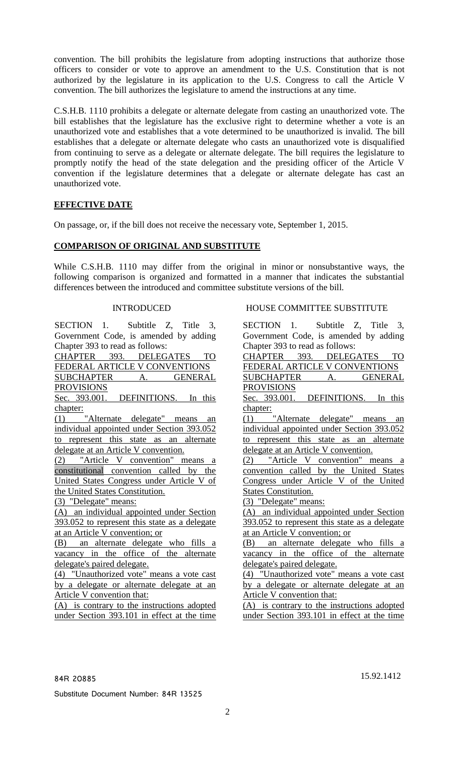convention. The bill prohibits the legislature from adopting instructions that authorize those officers to consider or vote to approve an amendment to the U.S. Constitution that is not authorized by the legislature in its application to the U.S. Congress to call the Article V convention. The bill authorizes the legislature to amend the instructions at any time.

C.S.H.B. 1110 prohibits a delegate or alternate delegate from casting an unauthorized vote. The bill establishes that the legislature has the exclusive right to determine whether a vote is an unauthorized vote and establishes that a vote determined to be unauthorized is invalid. The bill establishes that a delegate or alternate delegate who casts an unauthorized vote is disqualified from continuing to serve as a delegate or alternate delegate. The bill requires the legislature to promptly notify the head of the state delegation and the presiding officer of the Article V convention if the legislature determines that a delegate or alternate delegate has cast an unauthorized vote.

## EFFECTIVE DATE

On passage, or, if the bill does not receive the necessary vote, September 1, 2015.

## COMPARISON OF ORIGINAL AND SUBSTITUTE

While C.S.H.B. 1110 may differ from the original in minor or nonsubstantive ways, the following comparison is organized and formatted in a manner that indicates the substantial differences between the introduced and committee substitute versions of the bill.

| INTRODUCED | HOUSE COMMITTEE SUBSTITUTE |
| --- | --- |
| SECTION 1. Subtitle Z, Title 3, Government Code, is amended by adding Chapter 393 to read as follows: | SECTION 1. Subtitle Z, Title 3, Government Code, is amended by adding Chapter 393 to read as follows: |
| CHAPTER 393. DELEGATES TO FEDERAL ARTICLE V CONVENTIONS | CHAPTER 393. DELEGATES TO FEDERAL ARTICLE V CONVENTIONS |
| SUBCHAPTER A. GENERAL PROVISIONS | SUBCHAPTER A. GENERAL PROVISIONS |
| Sec. 393.001. DEFINITIONS. In this chapter: | Sec. 393.001. DEFINITIONS. In this chapter: |
| (1) "Alternate delegate" means an individual appointed under Section 393.052 to represent this state as an alternate delegate at an Article V convention. | (1) "Alternate delegate" means an individual appointed under Section 393.052 to represent this state as an alternate delegate at an Article V convention. |
| (2) "Article V convention" means a constitutional convention called by the United States Congress under Article V of the United States Constitution. | (2) "Article V convention" means a convention called by the United States Congress under Article V of the United States Constitution. |
| (3) "Delegate" means: | (3) "Delegate" means: |
| (A) an individual appointed under Section 393.052 to represent this state as a delegate at an Article V convention; or | (A) an individual appointed under Section 393.052 to represent this state as a delegate at an Article V convention; or |
| (B) an alternate delegate who fills a vacancy in the office of the alternate delegate's paired delegate. | (B) an alternate delegate who fills a vacancy in the office of the alternate delegate's paired delegate. |
| (4) "Unauthorized vote" means a vote cast by a delegate or alternate delegate at an Article V convention that: | (4) "Unauthorized vote" means a vote cast by a delegate or alternate delegate at an Article V convention that: |
| (A) is contrary to the instructions adopted under Section 393.101 in effect at the time | (A) is contrary to the instructions adopted under Section 393.101 in effect at the time |

84R 20885 15.92.1412

Substitute Document Number: 84R 13525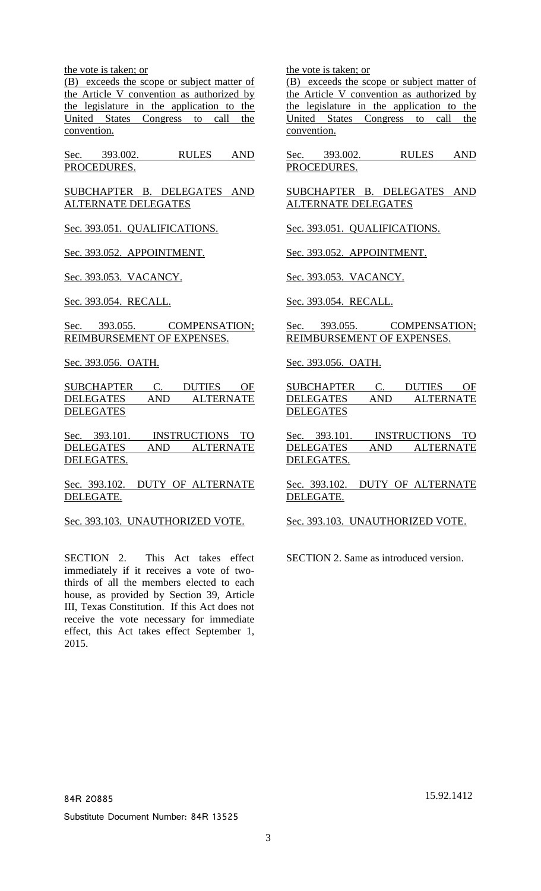| | |
|---|---|
| the vote is taken; or | the vote is taken; or |
| (B) exceeds the scope or subject matter of the Article V convention as authorized by the legislature in the application to the United States Congress to call the convention. | (B) exceeds the scope or subject matter of the Article V convention as authorized by the legislature in the application to the United States Congress to call the convention. |
| Sec. 393.002. RULES AND PROCEDURES. | Sec. 393.002. RULES AND PROCEDURES. |
| SUBCHAPTER B. DELEGATES AND ALTERNATE DELEGATES | SUBCHAPTER B. DELEGATES AND ALTERNATE DELEGATES |
| Sec. 393.051. QUALIFICATIONS. | Sec. 393.051. QUALIFICATIONS. |
| Sec. 393.052. APPOINTMENT. | Sec. 393.052. APPOINTMENT. |
| Sec. 393.053. VACANCY. | Sec. 393.053. VACANCY. |
| Sec. 393.054. RECALL. | Sec. 393.054. RECALL. |
| Sec. 393.055. COMPENSATION; REIMBURSEMENT OF EXPENSES. | Sec. 393.055. COMPENSATION; REIMBURSEMENT OF EXPENSES. |
| Sec. 393.056. OATH. | Sec. 393.056. OATH. |
| SUBCHAPTER C. DUTIES OF DELEGATES AND ALTERNATE DELEGATES | SUBCHAPTER C. DUTIES OF DELEGATES AND ALTERNATE DELEGATES |
| Sec. 393.101. INSTRUCTIONS TO DELEGATES AND ALTERNATE DELEGATES. | Sec. 393.101. INSTRUCTIONS TO DELEGATES AND ALTERNATE DELEGATES. |
| Sec. 393.102. DUTY OF ALTERNATE DELEGATE. | Sec. 393.102. DUTY OF ALTERNATE DELEGATE. |
| Sec. 393.103. UNAUTHORIZED VOTE. | Sec. 393.103. UNAUTHORIZED VOTE. |
| SECTION 2. This Act takes effect immediately if it receives a vote of two-thirds of all the members elected to each house, as provided by Section 39, Article III, Texas Constitution. If this Act does not receive the vote necessary for immediate effect, this Act takes effect September 1, 2015. | SECTION 2. Same as introduced version. |

84R 20885

Substitute Document Number: 84R 13525

15.92.1412